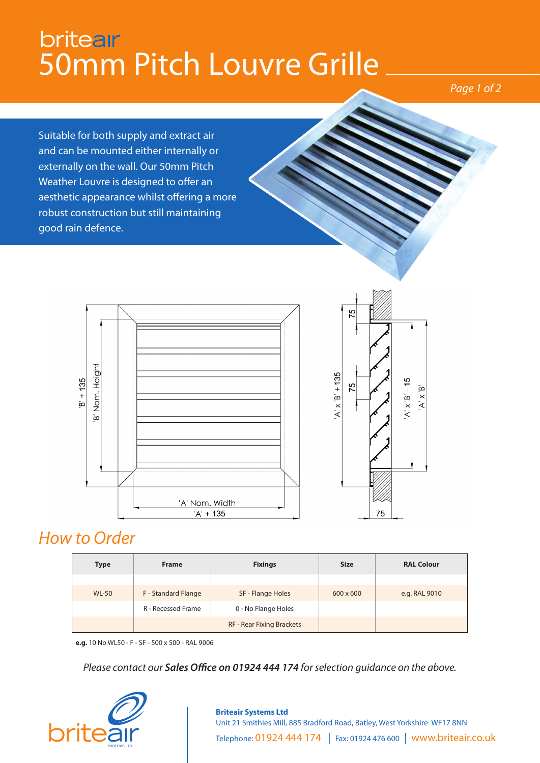# briteair
# 50mm Pitch Louvre Grille

Suitable for both supply and extract air and can be mounted either internally or externally on the wall. Our 50mm Pitch Weather Louvre is designed to offer an aesthetic appearance whilst offering a more robust construction but still maintaining good rain defence.

'B' + 135
'B' Nom. Height
'A' Nom. Width
'A' + 135
75
'A' x 'B' + 135
75
'A' x 'B' - 15
'A' x 'B'
75

## How to Order

| Type | Frame | Fixings | Size | RAL Colour |
|---|---|---|---|---|
| | | | | |
| WL-50 | F - Standard Flange | SF - Flange Holes | 600 x 600 | e.g. RAL 9010 |
| | R - Recessed Frame | 0 - No Flange Holes | | |
| | | RF - Rear Fixing Brackets | | |

**e.g.** 10 No WL50 - F - SF - 500 x 500 - RAL 9006

*Please contact our **Sales Office on 01924 444 174** for selection guidance on the above.*

briteair SYSTEMS LTD

**Briteair Systems Ltd**
Unit 21 Smithies Mill, 885 Bradford Road, Batley, West Yorkshire WF17 8NN
Telephone: 01924 444 174 | Fax: 01924 476 600 | www.briteair.co.uk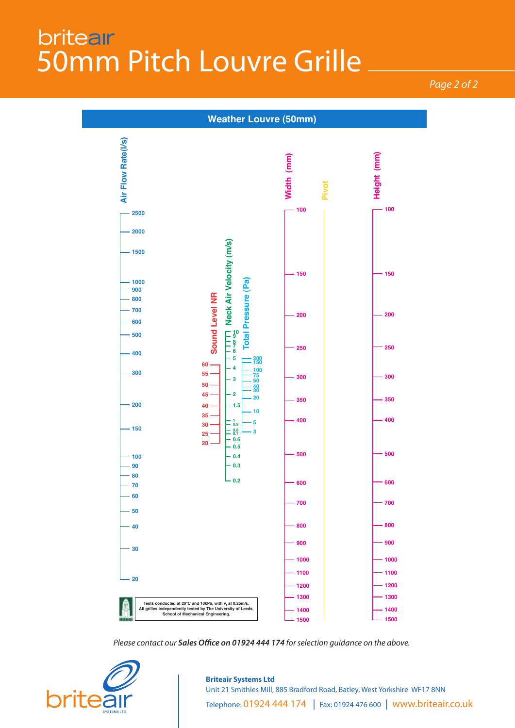# briteair 50mm Pitch Louvre Grille

## Weather Louvre (50mm)

Air Flow Rate (l/s)

2500
2000
1500
1000
900
800
700
600
500
400
300
200
150
100
90
80
70
60
50
40
30
20

Sound Level NR

60
55
50
45
40
35
30
25
20

Neck Air Velocity (m/s)

10
9
8
7
6
5
4
3
2
1.5
1
0.9
0.8
0.7
0.6
0.5
0.4
0.3
0.2

Total Pressure (Pa)

200
150
100
75
50
40
30
20
10
5
3

Width (mm)

100
150
200
250
300
350
400
500
600
700
800
900
1000
1100
1200
1300
1400
1500

Pivot

Height (mm)

100
150
200
250
300
350
400
500
600
700
800
900
1000
1100
1200
1300
1400
1500

Tests conducted at 20°C and 10kPa, with $v_t$ at 0.25m/s.
All grilles independently tested by The University of Leeds, School of Mechanical Engineering.

*Please contact our **Sales Office on 01924 444 174** for selection guidance on the above.*

**Briteair Systems Ltd**
Unit 21 Smithies Mill, 885 Bradford Road, Batley, West Yorkshire WF17 8NN
Telephone: 01924 444 174 | Fax: 01924 476 600 | www.briteair.co.uk